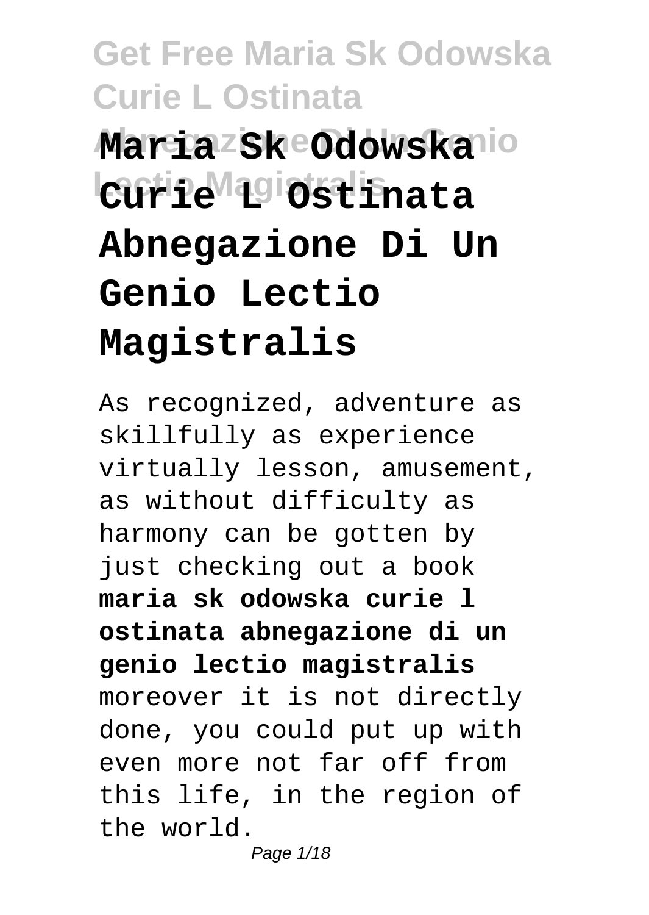# Maria Sk Odowska Curie L Ostinata Abnegazione Di Un Genio Lectio Magistralis

As recognized, adventure as skillfully as experience virtually lesson, amusement, as without difficulty as harmony can be gotten by just checking out a book **maria sk odowska curie l ostinata abnegazione di un genio lectio magistralis** moreover it is not directly done, you could put up with even more not far off from this life, in the region of the world.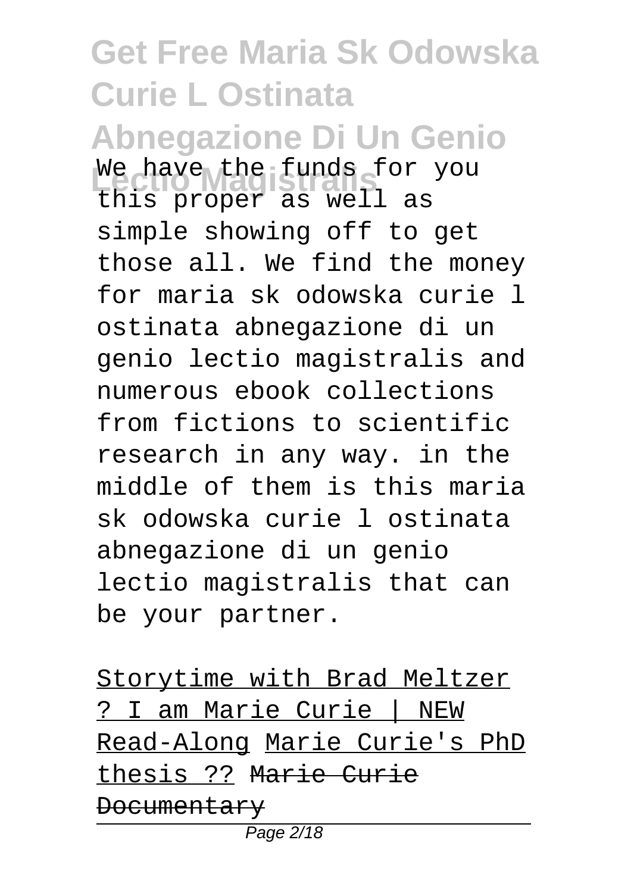We have the funds for you this proper as well as simple showing off to get those all. We find the money for maria sk odowska curie l ostinata abnegazione di un genio lectio magistralis and numerous ebook collections from fictions to scientific research in any way. in the middle of them is this maria sk odowska curie l ostinata abnegazione di un genio lectio magistralis that can be your partner.

Storytime with Brad Meltzer ? I am Marie Curie | NEW Read-Along Marie Curie's PhD thesis ?? ~~Marie Curie Documentary~~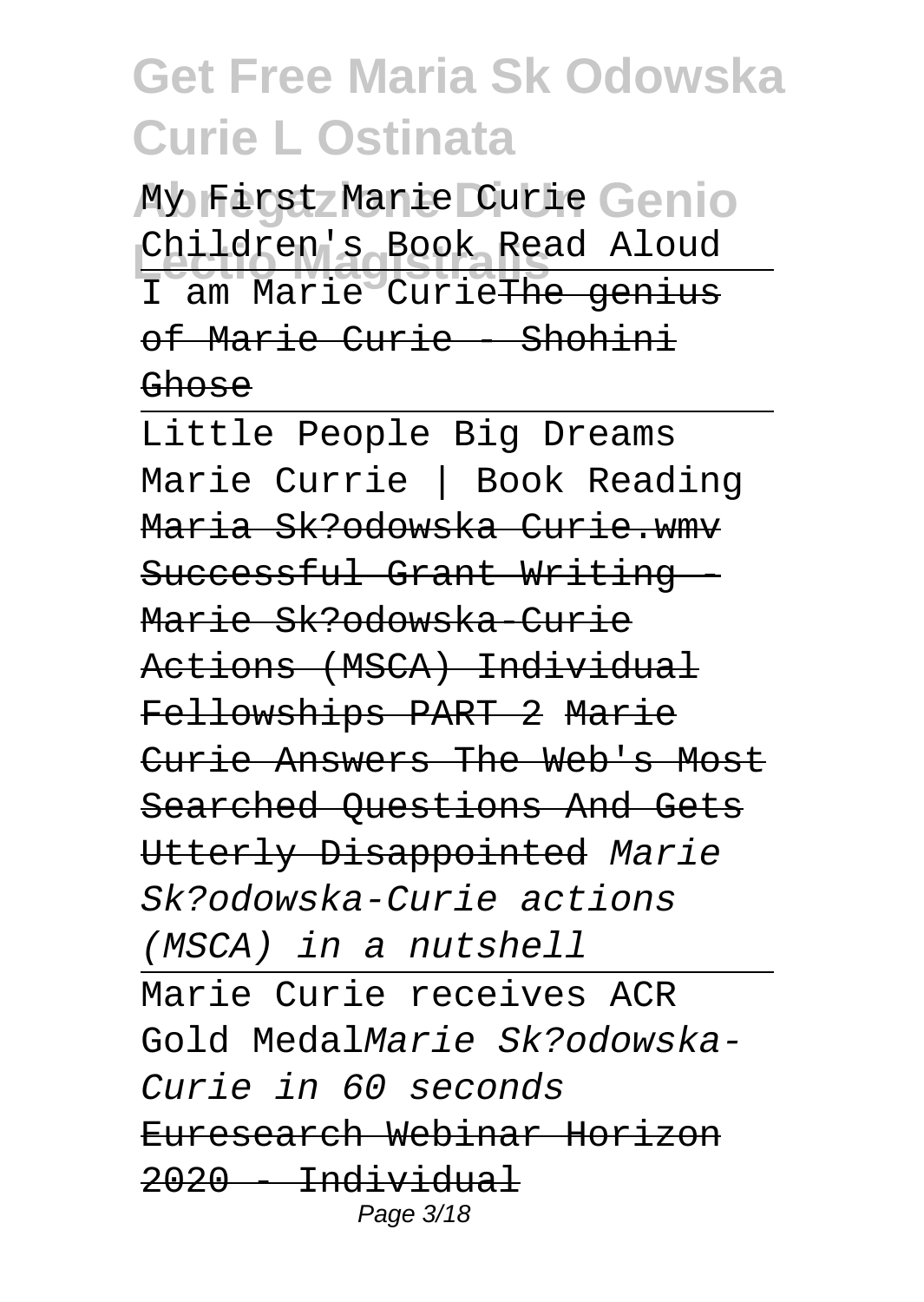My First Marie Curie Children's Book Read Aloud

I am Marie CurieThe genius of Marie Curie - Shohini Ghose

Little People Big Dreams Marie Currie | Book Reading

Maria Sk?odowska Curie.wmv

Successful Grant Writing - Marie Sk?odowska-Curie Actions (MSCA) Individual Fellowships PART 2

Marie Curie Answers The Web's Most Searched Questions And Gets Utterly Disappointed

*Marie Sk?odowska-Curie actions (MSCA) in a nutshell*

Marie Curie receives ACR Gold Medal*Marie Sk?odowska-Curie in 60 seconds*

Euresearch Webinar Horizon 2020 - Individual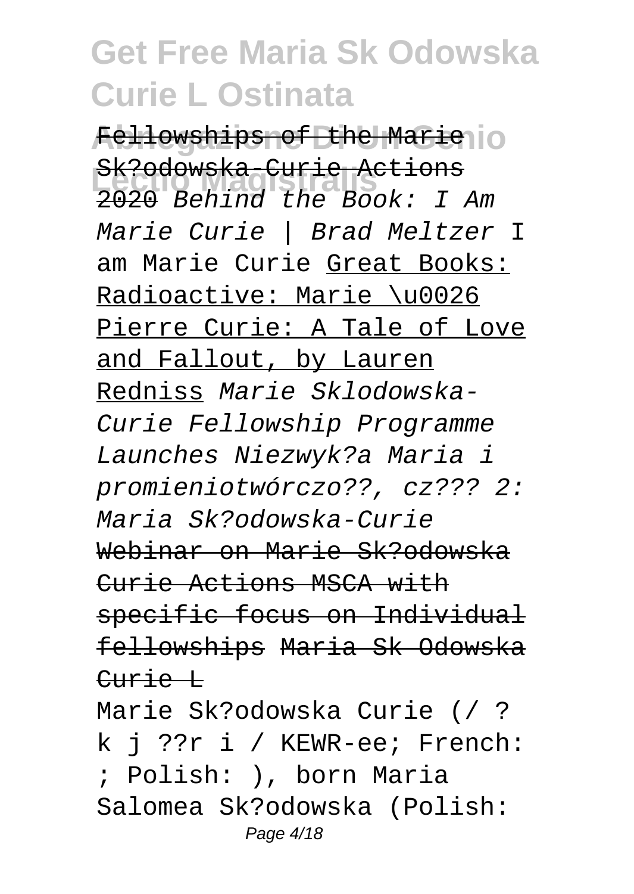Fellowships of the Marie Sk?odowska-Curie Actions 2020 *Behind the Book: I Am Marie Curie | Brad Meltzer* I am Marie Curie Great Books: Radioactive: Marie \u0026 Pierre Curie: A Tale of Love and Fallout, by Lauren Redniss *Marie Sklodowska-Curie Fellowship Programme Launches Niezwyk?a Maria i promieniotwórczo??, cz??? 2: Maria Sk?odowska-Curie* Webinar on Marie Sk?odowska Curie Actions MSCA with specific focus on Individual fellowships Maria Sk Odowska Curie L

Marie Sk?odowska Curie (/ ? k j ??r i / KEWR-ee; French: ; Polish: ), born Maria Salomea Sk?odowska (Polish: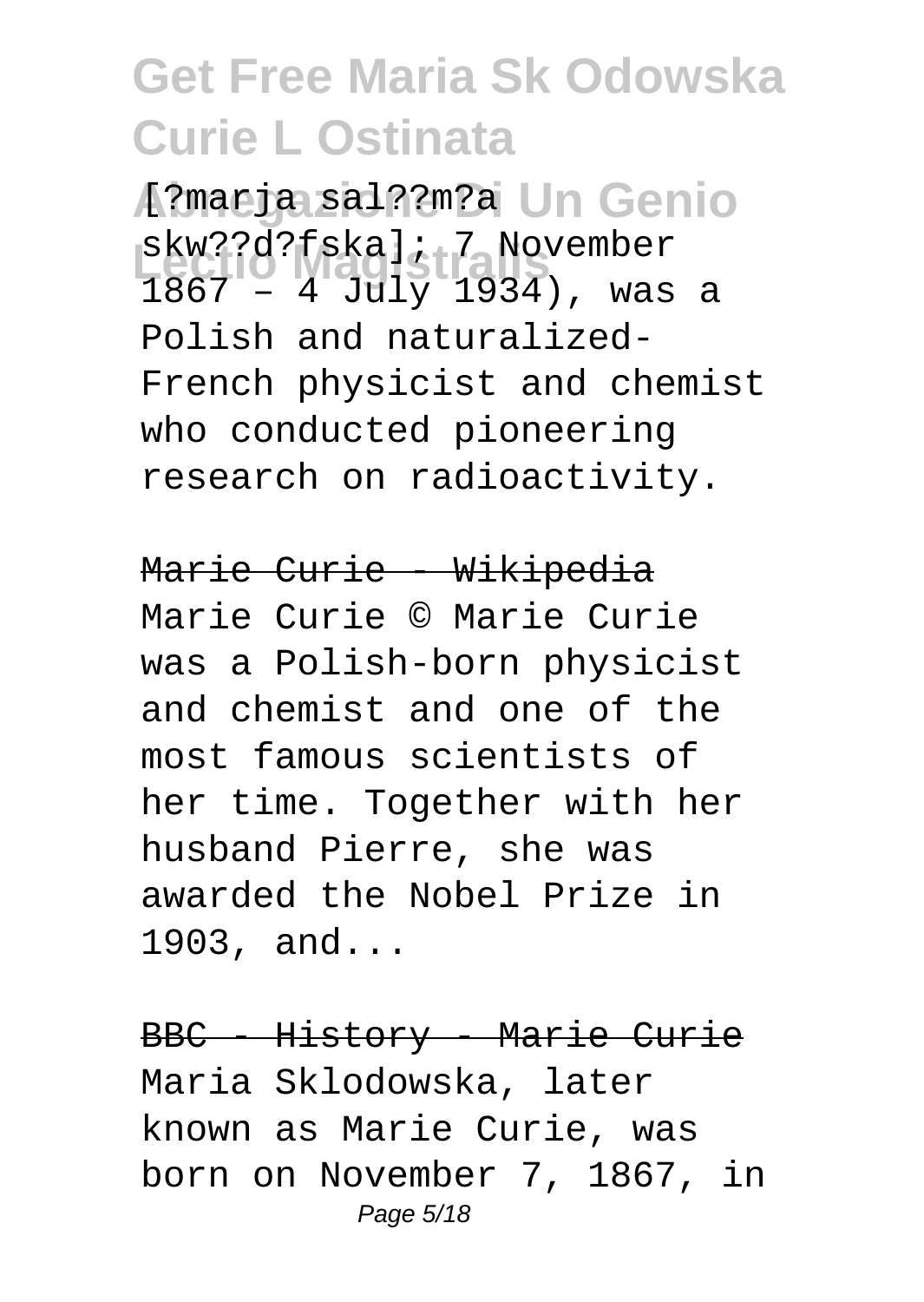[?marja sal??m?a skw??d?fska]; 7 November 1867 – 4 July 1934), was a Polish and naturalized-French physicist and chemist who conducted pioneering research on radioactivity.

Marie Curie - Wikipedia

Marie Curie © Marie Curie was a Polish-born physicist and chemist and one of the most famous scientists of her time. Together with her husband Pierre, she was awarded the Nobel Prize in 1903, and...

BBC - History - Marie Curie

Maria Sklodowska, later known as Marie Curie, was born on November 7, 1867, in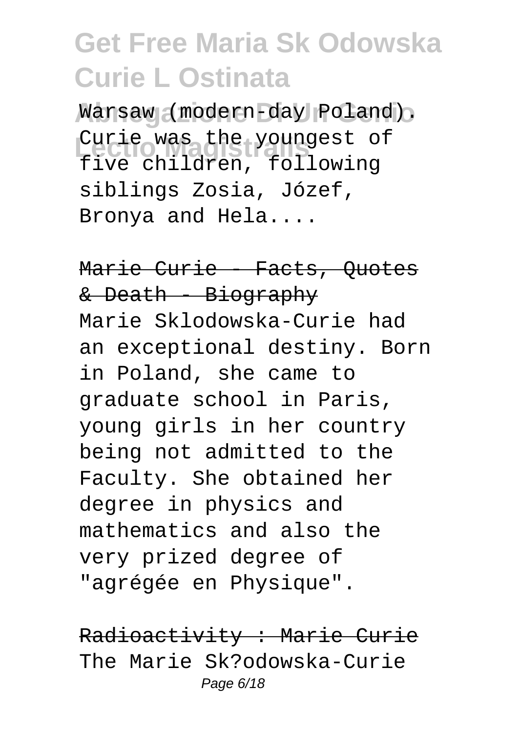Warsaw (modern-day Poland). Curie was the youngest of five children, following siblings Zosia, Józef, Bronya and Hela....

Marie Curie - Facts, Quotes & Death - Biography

Marie Sklodowska-Curie had an exceptional destiny. Born in Poland, she came to graduate school in Paris, young girls in her country being not admitted to the Faculty. She obtained her degree in physics and mathematics and also the very prized degree of "agrégée en Physique".

Radioactivity : Marie Curie

The Marie Sk?odowska-Curie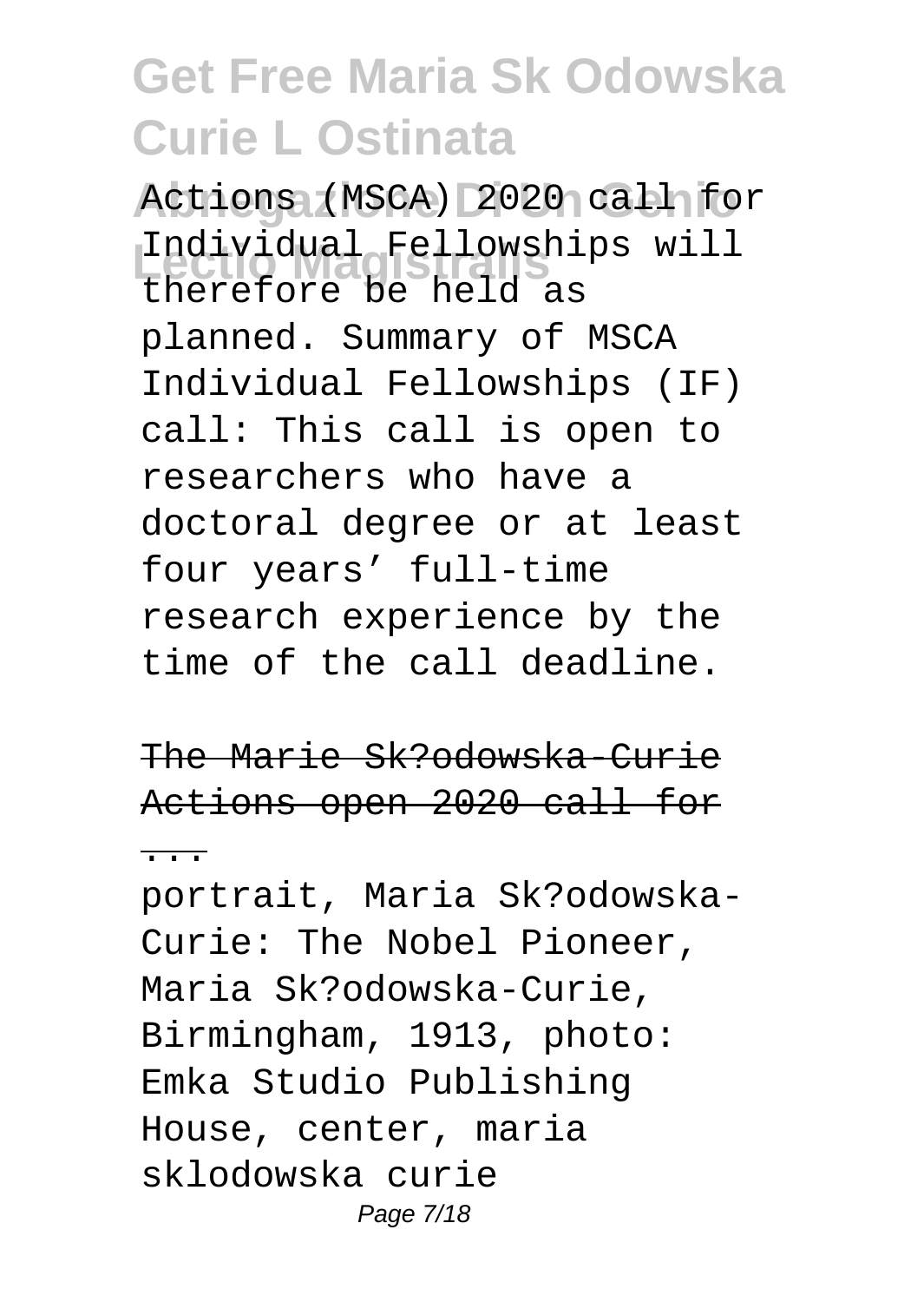Actions (MSCA) 2020 call for Individual Fellowships will therefore be held as planned. Summary of MSCA Individual Fellowships (IF) call: This call is open to researchers who have a doctoral degree or at least four years' full-time research experience by the time of the call deadline.

## The Marie Sk?odowska-Curie Actions open 2020 call for ...

portrait, Maria Sk?odowska-Curie: The Nobel Pioneer, Maria Sk?odowska-Curie, Birmingham, 1913, photo: Emka Studio Publishing House, center, maria sklodowska curie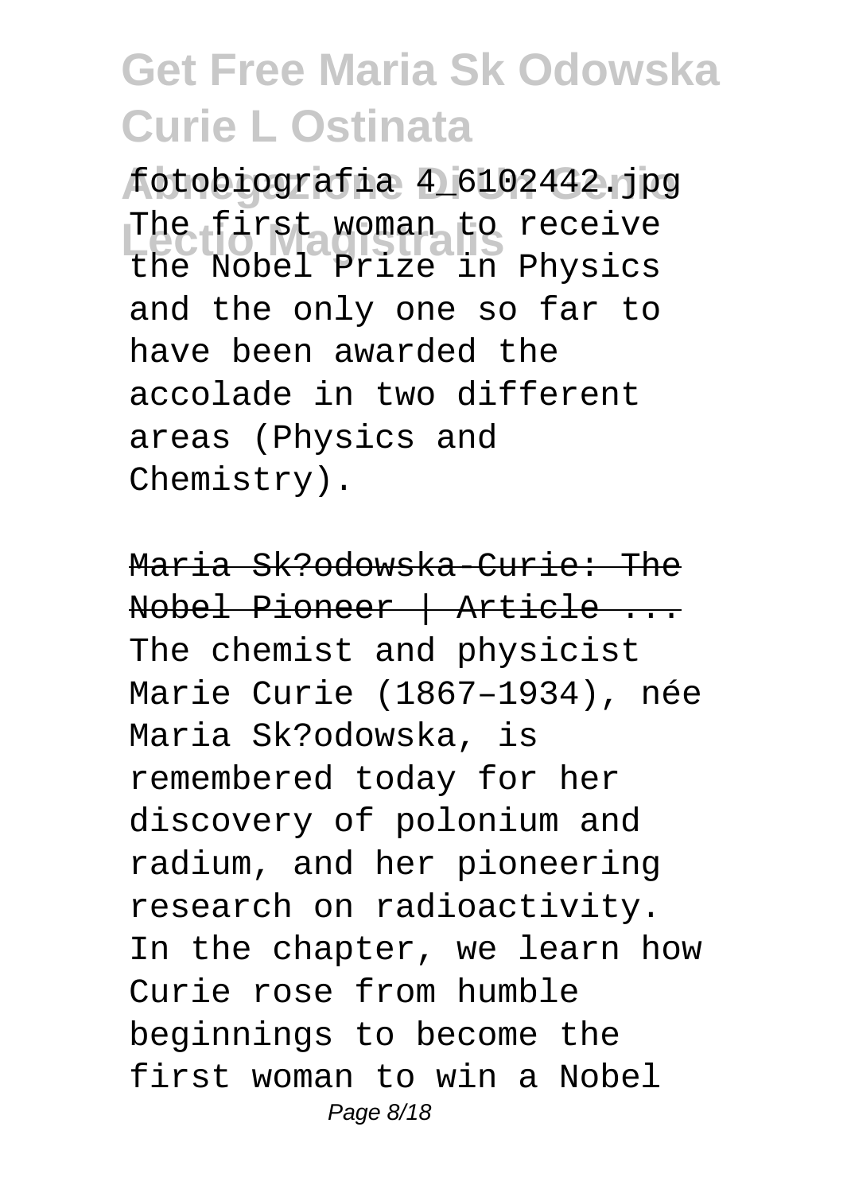fotobiografia 4_6102442.jpg The first woman to receive the Nobel Prize in Physics and the only one so far to have been awarded the accolade in two different areas (Physics and Chemistry).

Maria Sk?odowska-Curie: The Nobel Pioneer | Article ...

The chemist and physicist Marie Curie (1867–1934), née Maria Sk?odowska, is remembered today for her discovery of polonium and radium, and her pioneering research on radioactivity. In the chapter, we learn how Curie rose from humble beginnings to become the first woman to win a Nobel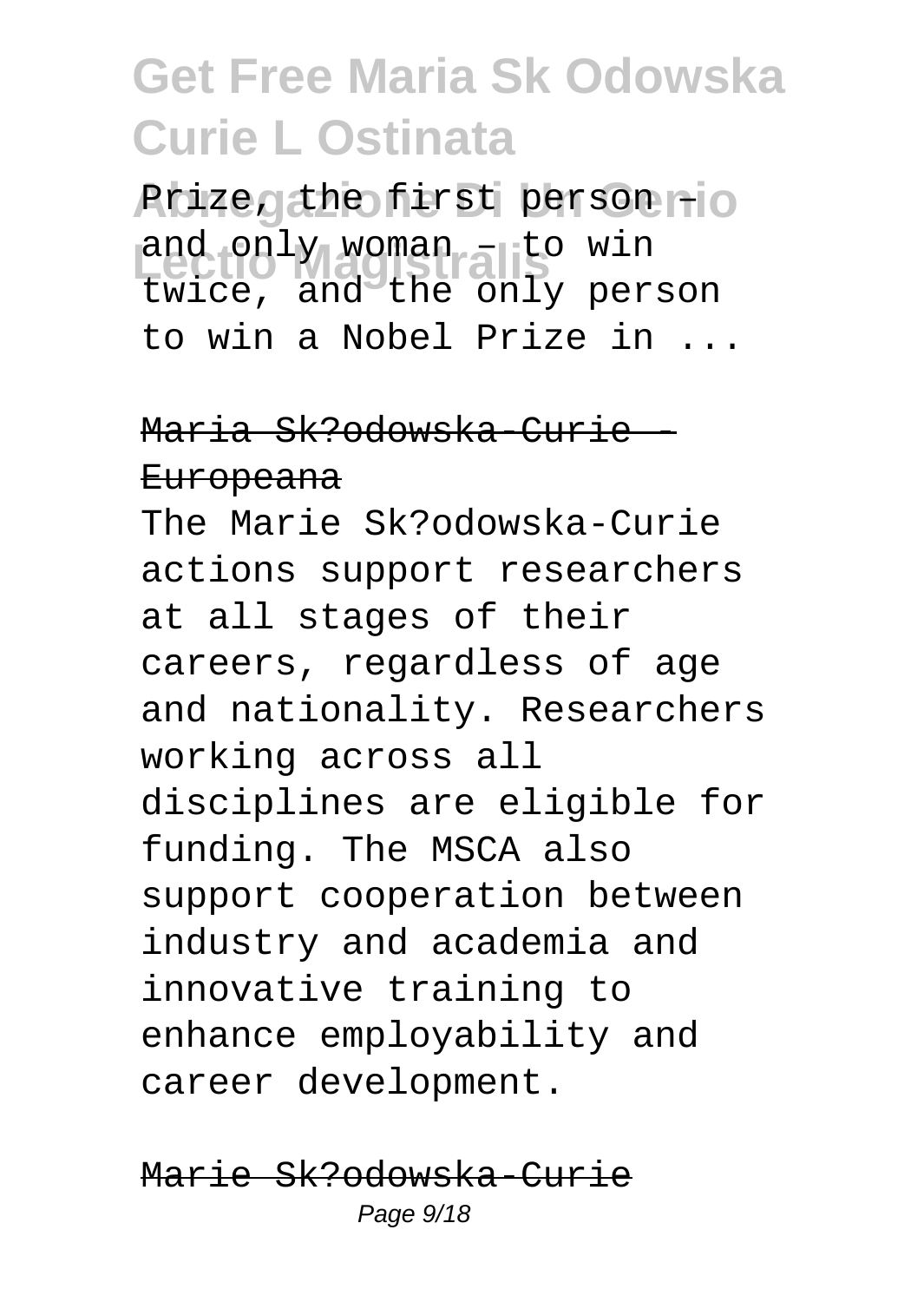Prize, the first person – and only woman – to win twice, and the only person to win a Nobel Prize in ...

Maria Sk?odowska-Curie - Europeana

The Marie Sk?odowska-Curie actions support researchers at all stages of their careers, regardless of age and nationality. Researchers working across all disciplines are eligible for funding. The MSCA also support cooperation between industry and academia and innovative training to enhance employability and career development.

Marie Sk?odowska-Curie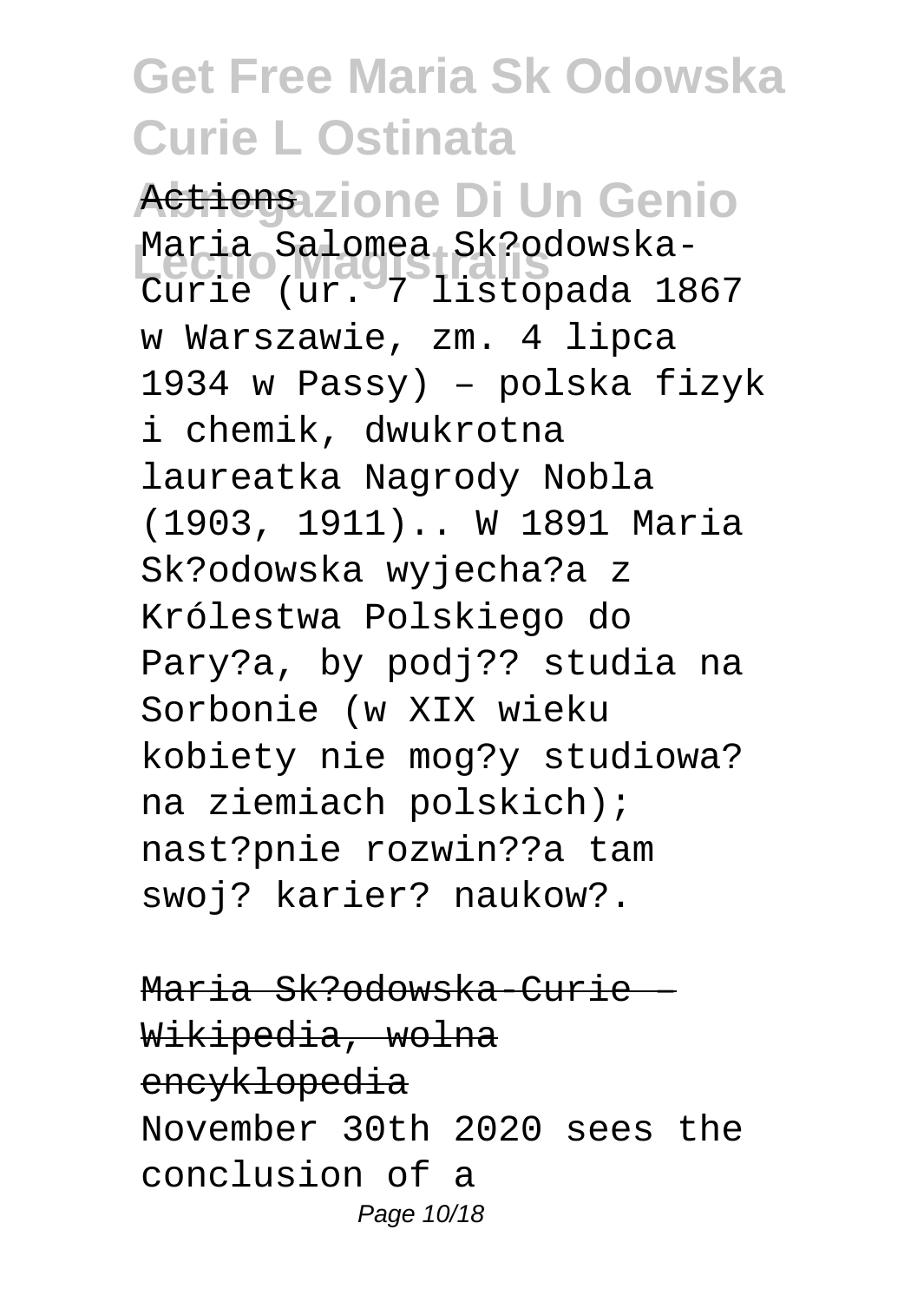Actions

Maria Salomea Sk?odowska-Curie (ur. 7 listopada 1867 w Warszawie, zm. 4 lipca 1934 w Passy) – polska fizyk i chemik, dwukrotna laureatka Nagrody Nobla (1903, 1911).. W 1891 Maria Sk?odowska wyjecha?a z Królestwa Polskiego do Pary?a, by podj?? studia na Sorbonie (w XIX wieku kobiety nie mog?y studiowa? na ziemiach polskich); nast?pnie rozwin??a tam swoj? karier? naukow?.

Maria Sk?odowska-Curie – Wikipedia, wolna encyklopedia

November 30th 2020 sees the conclusion of a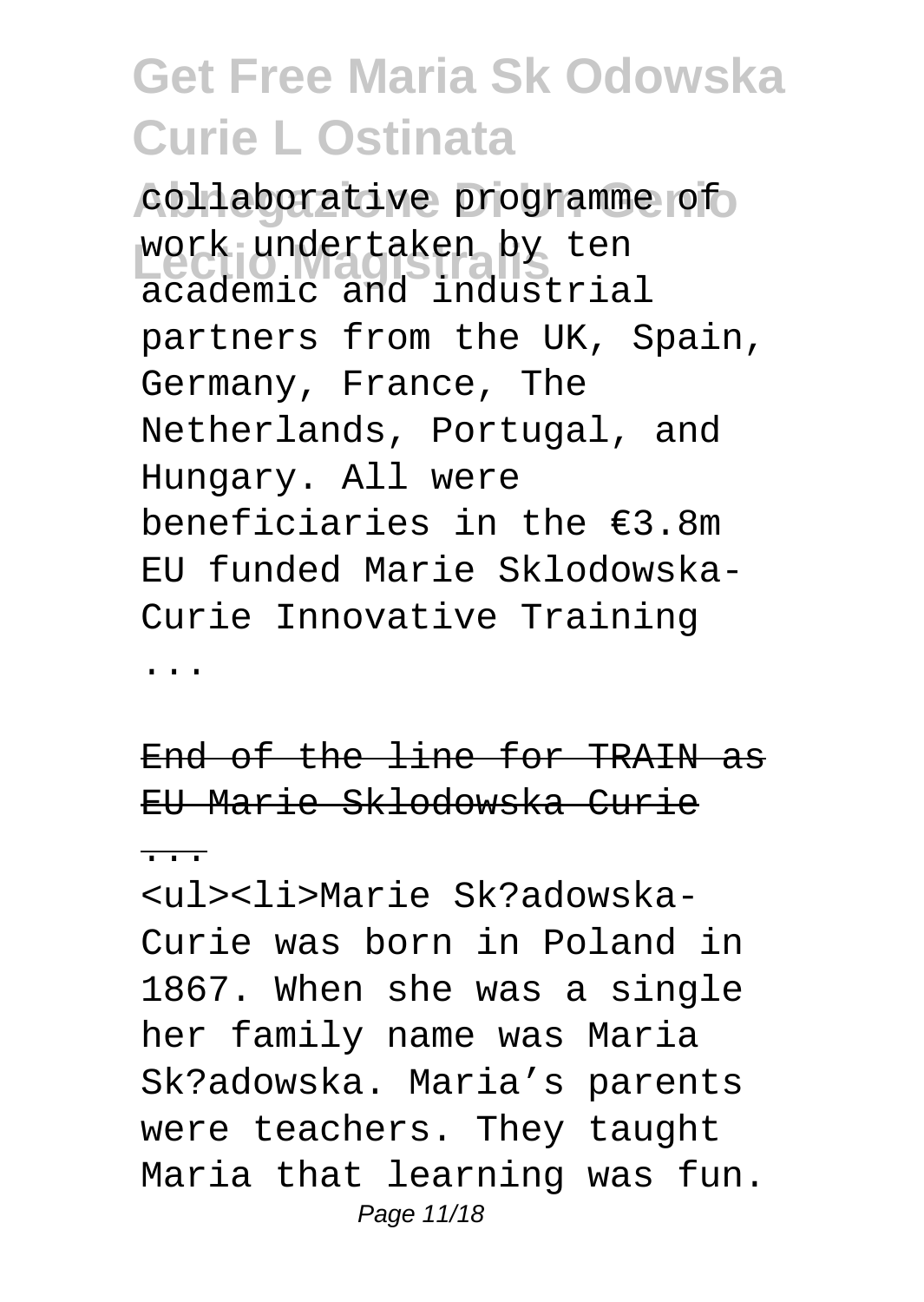collaborative programme of work undertaken by ten academic and industrial partners from the UK, Spain, Germany, France, The Netherlands, Portugal, and Hungary. All were beneficiaries in the €3.8m EU funded Marie Sklodowska-Curie Innovative Training ...

End of the line for TRAIN as EU Marie Sklodowska Curie ...

<ul><li>Marie Sk?adowska-Curie was born in Poland in 1867. When she was a single her family name was Maria Sk?adowska. Maria's parents were teachers. They taught Maria that learning was fun.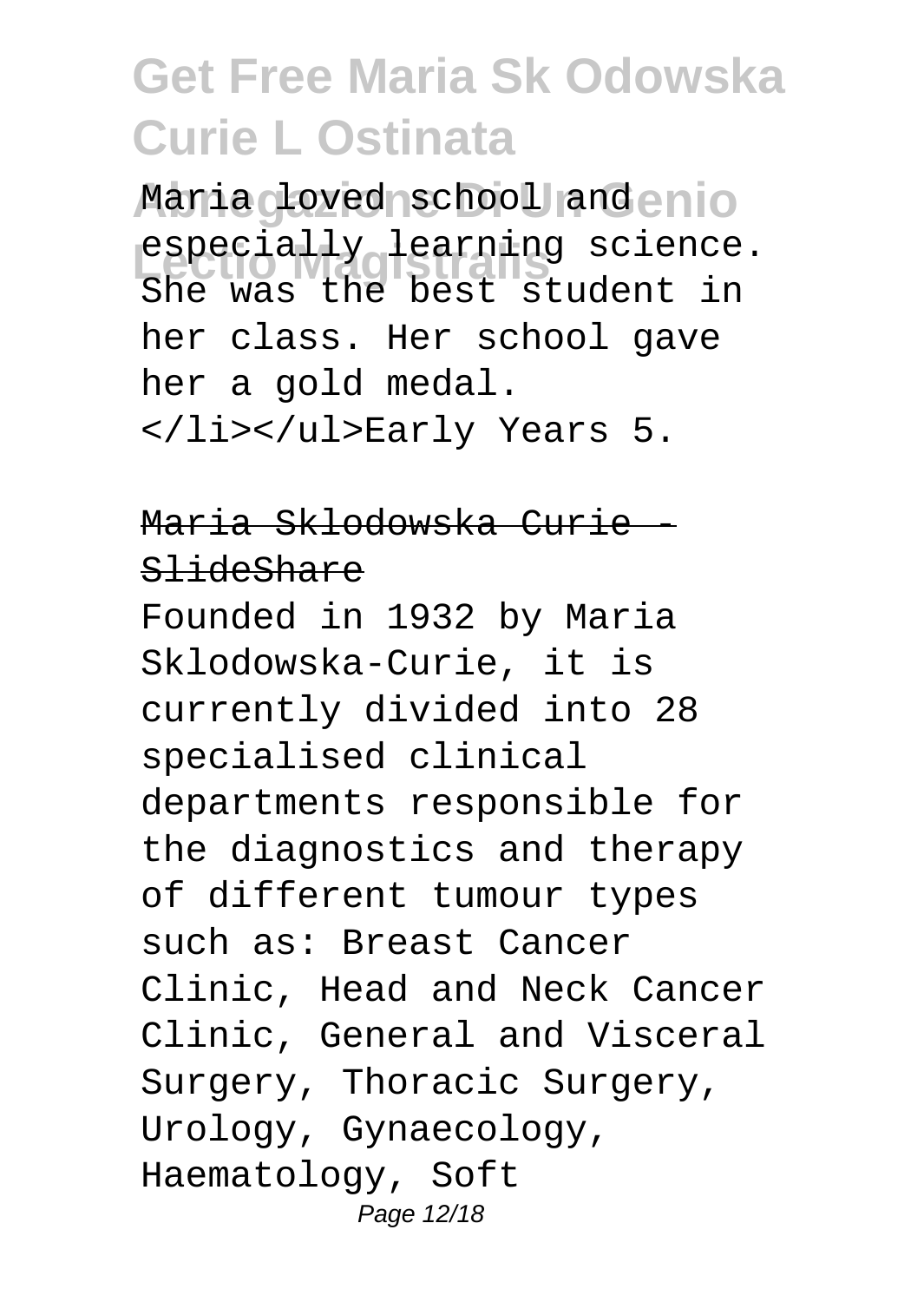Maria loved school and especially learning science. She was the best student in her class. Her school gave her a gold medal. </li></ul>Early Years 5.

## Maria Sklodowska Curie - SlideShare

Founded in 1932 by Maria Sklodowska-Curie, it is currently divided into 28 specialised clinical departments responsible for the diagnostics and therapy of different tumour types such as: Breast Cancer Clinic, Head and Neck Cancer Clinic, General and Visceral Surgery, Thoracic Surgery, Urology, Gynaecology, Haematology, Soft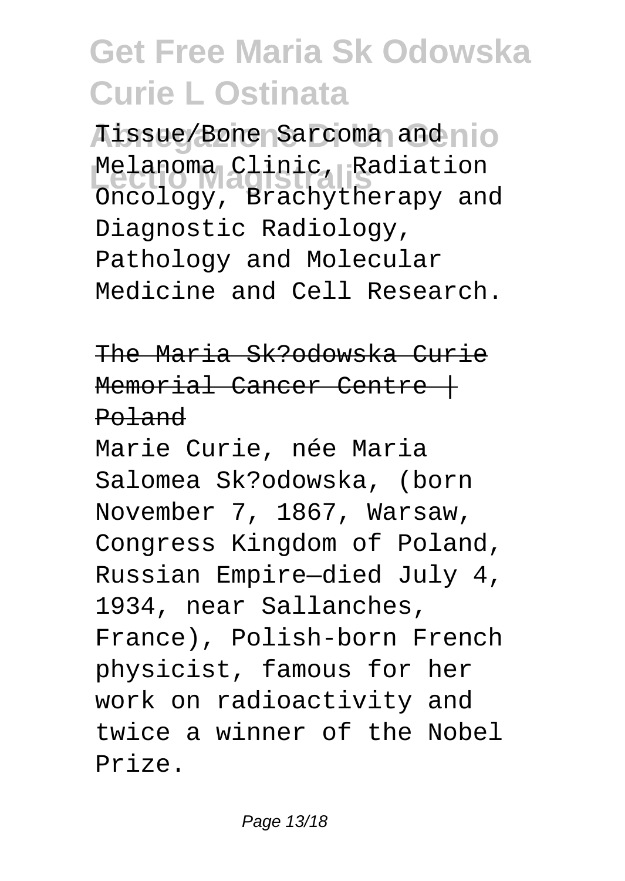Tissue/Bone Sarcoma and Melanoma Clinic, Radiation Oncology, Brachytherapy and Diagnostic Radiology, Pathology and Molecular Medicine and Cell Research.

## The Maria Sk?odowska Curie Memorial Cancer Centre | Poland

Marie Curie, née Maria Salomea Sk?odowska, (born November 7, 1867, Warsaw, Congress Kingdom of Poland, Russian Empire—died July 4, 1934, near Sallanches, France), Polish-born French physicist, famous for her work on radioactivity and twice a winner of the Nobel Prize.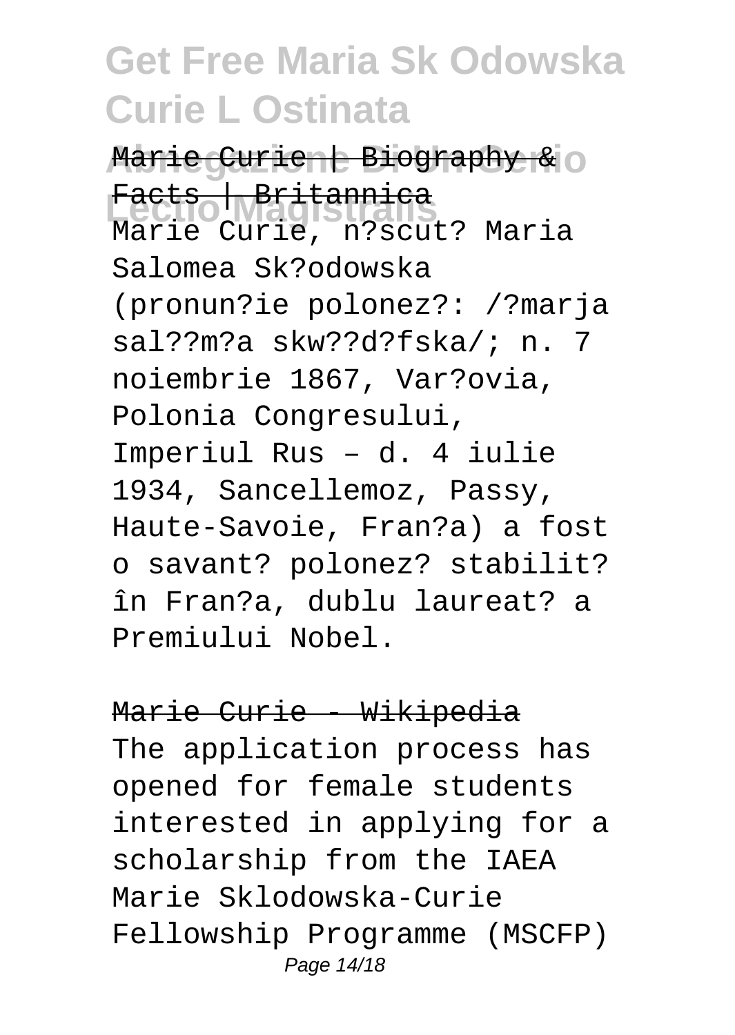Marie Curie | Biography & Facts | Britannica

Marie Curie, n?scut? Maria Salomea Sk?odowska (pronun?ie polonez?: /?marja sal??m?a skw??d?fska/; n. 7 noiembrie 1867, Var?ovia, Polonia Congresului, Imperiul Rus – d. 4 iulie 1934, Sancellemoz, Passy, Haute-Savoie, Fran?a) a fost o savant? polonez? stabilit? în Fran?a, dublu laureat? a Premiului Nobel.

Marie Curie - Wikipedia

The application process has opened for female students interested in applying for a scholarship from the IAEA Marie Sklodowska-Curie Fellowship Programme (MSCFP)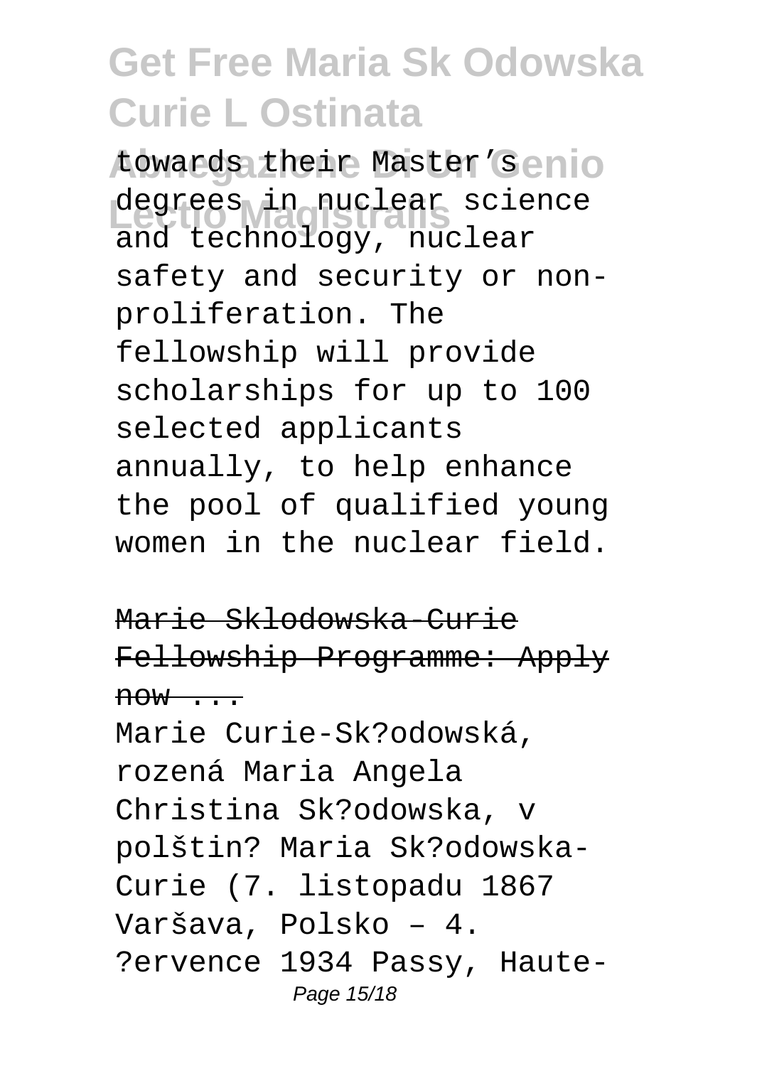towards their Master's degrees in nuclear science and technology, nuclear safety and security or non-proliferation. The fellowship will provide scholarships for up to 100 selected applicants annually, to help enhance the pool of qualified young women in the nuclear field.

## Marie Sklodowska-Curie Fellowship Programme: Apply now ...

Marie Curie-Sk?odowská, rozená Maria Angela Christina Sk?odowska, v polštin? Maria Sk?odowska-Curie (7. listopadu 1867 Varšava, Polsko – 4. ?ervence 1934 Passy, Haute-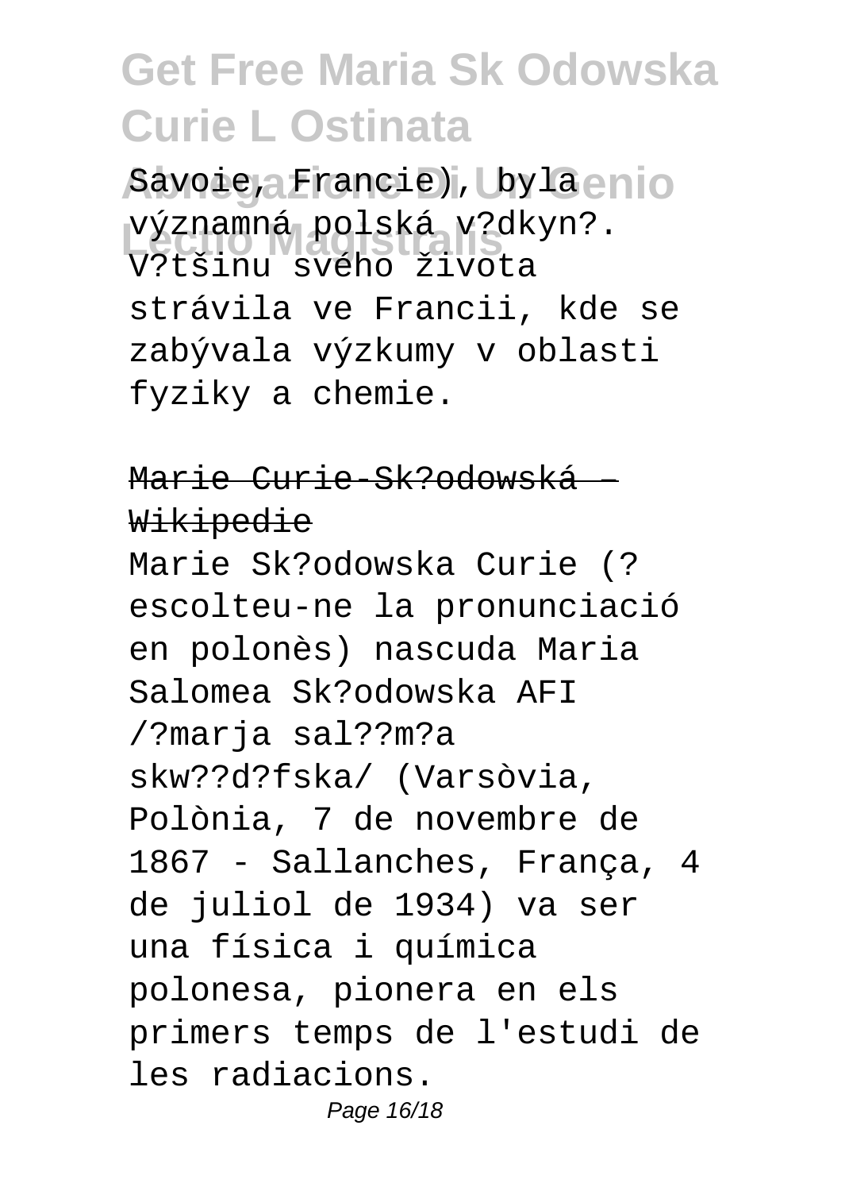Savoie, Francie), byla významná polská v?dkyn?. V?tšinu svého života strávila ve Francii, kde se zabývala výzkumy v oblasti fyziky a chemie.

## Marie Curie-Sk?odowská – Wikipedie

Marie Sk?odowska Curie (? escolteu-ne la pronunciació en polonès) nascuda Maria Salomea Sk?odowska AFI /?marja sal??m?a skw??d?fska/ (Varsòvia, Polònia, 7 de novembre de 1867 - Sallanches, França, 4 de juliol de 1934) va ser una física i química polonesa, pionera en els primers temps de l'estudi de les radiacions.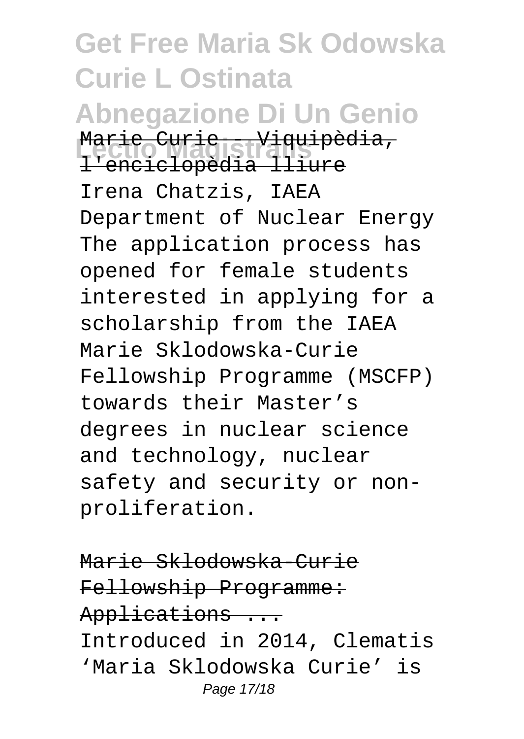Marie Curie - Viquipèdia, l'enciclopèdia lliure

Irena Chatzis, IAEA Department of Nuclear Energy The application process has opened for female students interested in applying for a scholarship from the IAEA Marie Sklodowska-Curie Fellowship Programme (MSCFP) towards their Master's degrees in nuclear science and technology, nuclear safety and security or non-proliferation.

Marie Sklodowska-Curie Fellowship Programme: Applications ...

Introduced in 2014, Clematis 'Maria Sklodowska Curie' is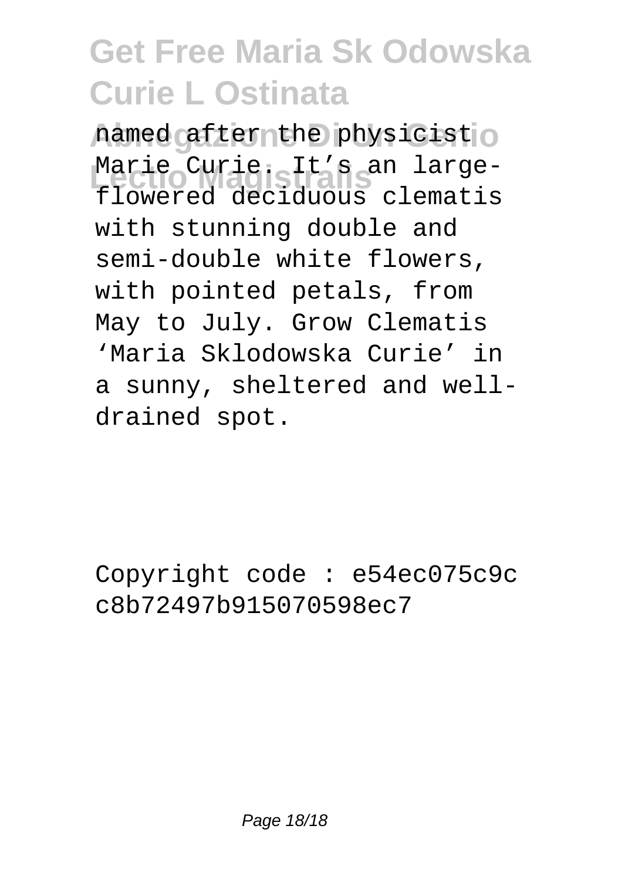named after the physicist Marie Curie. It's an large-flowered deciduous clematis with stunning double and semi-double white flowers, with pointed petals, from May to July. Grow Clematis 'Maria Sklodowska Curie' in a sunny, sheltered and well-drained spot.

Copyright code : e54ec075c9cc8b72497b915070598ec7